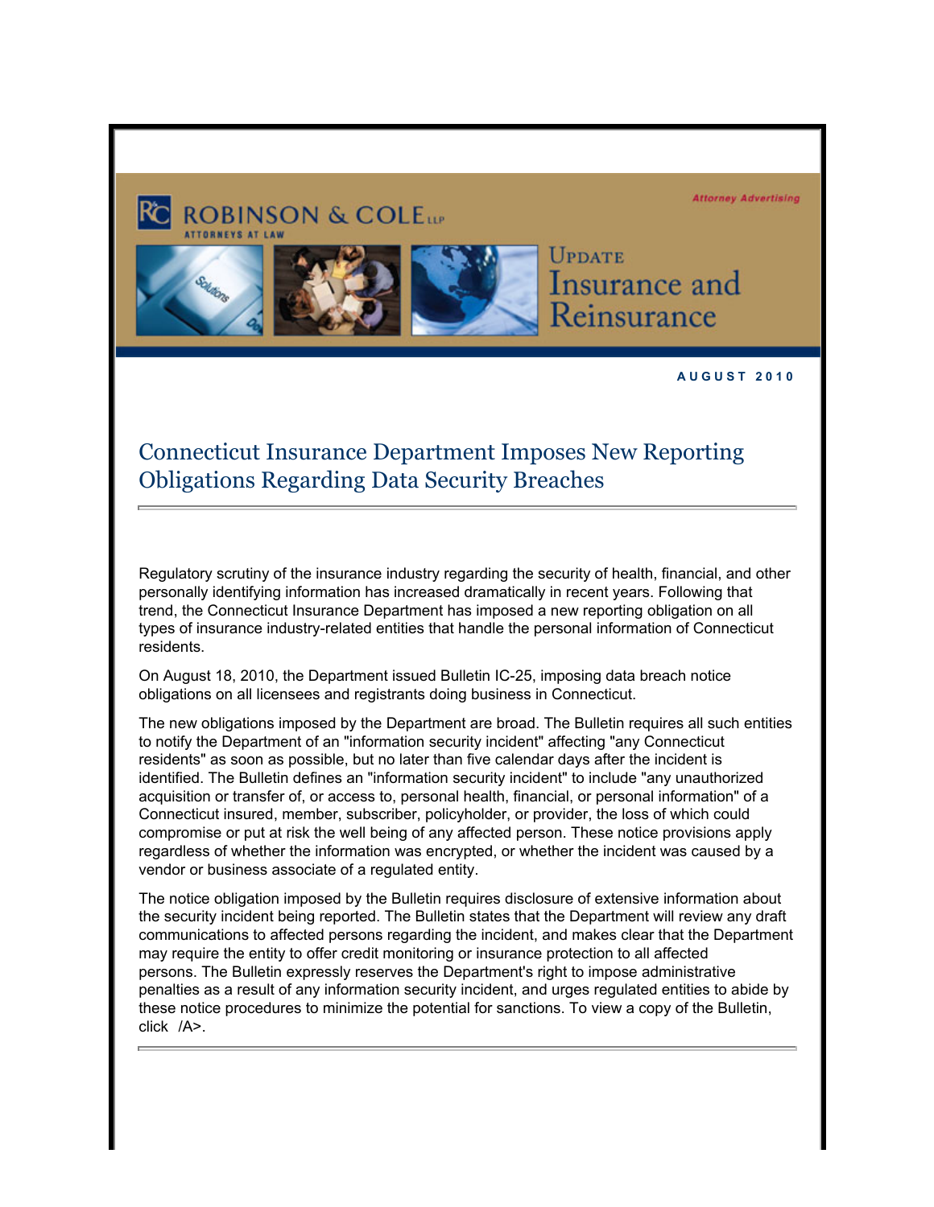ROBINSON & COLE LLP
ATTORNEYS AT LAW

Attorney Advertising

UPDATE
Insurance and Reinsurance

AUGUST 2010

## Connecticut Insurance Department Imposes New Reporting Obligations Regarding Data Security Breaches

Regulatory scrutiny of the insurance industry regarding the security of health, financial, and other personally identifying information has increased dramatically in recent years. Following that trend, the Connecticut Insurance Department has imposed a new reporting obligation on all types of insurance industry-related entities that handle the personal information of Connecticut residents.

On August 18, 2010, the Department issued Bulletin IC-25, imposing data breach notice obligations on all licensees and registrants doing business in Connecticut.

The new obligations imposed by the Department are broad. The Bulletin requires all such entities to notify the Department of an "information security incident" affecting "any Connecticut residents" as soon as possible, but no later than five calendar days after the incident is identified. The Bulletin defines an "information security incident" to include "any unauthorized acquisition or transfer of, or access to, personal health, financial, or personal information" of a Connecticut insured, member, subscriber, policyholder, or provider, the loss of which could compromise or put at risk the well being of any affected person. These notice provisions apply regardless of whether the information was encrypted, or whether the incident was caused by a vendor or business associate of a regulated entity.

The notice obligation imposed by the Bulletin requires disclosure of extensive information about the security incident being reported. The Bulletin states that the Department will review any draft communications to affected persons regarding the incident, and makes clear that the Department may require the entity to offer credit monitoring or insurance protection to all affected persons. The Bulletin expressly reserves the Department's right to impose administrative penalties as a result of any information security incident, and urges regulated entities to abide by these notice procedures to minimize the potential for sanctions. To view a copy of the Bulletin, click /A>.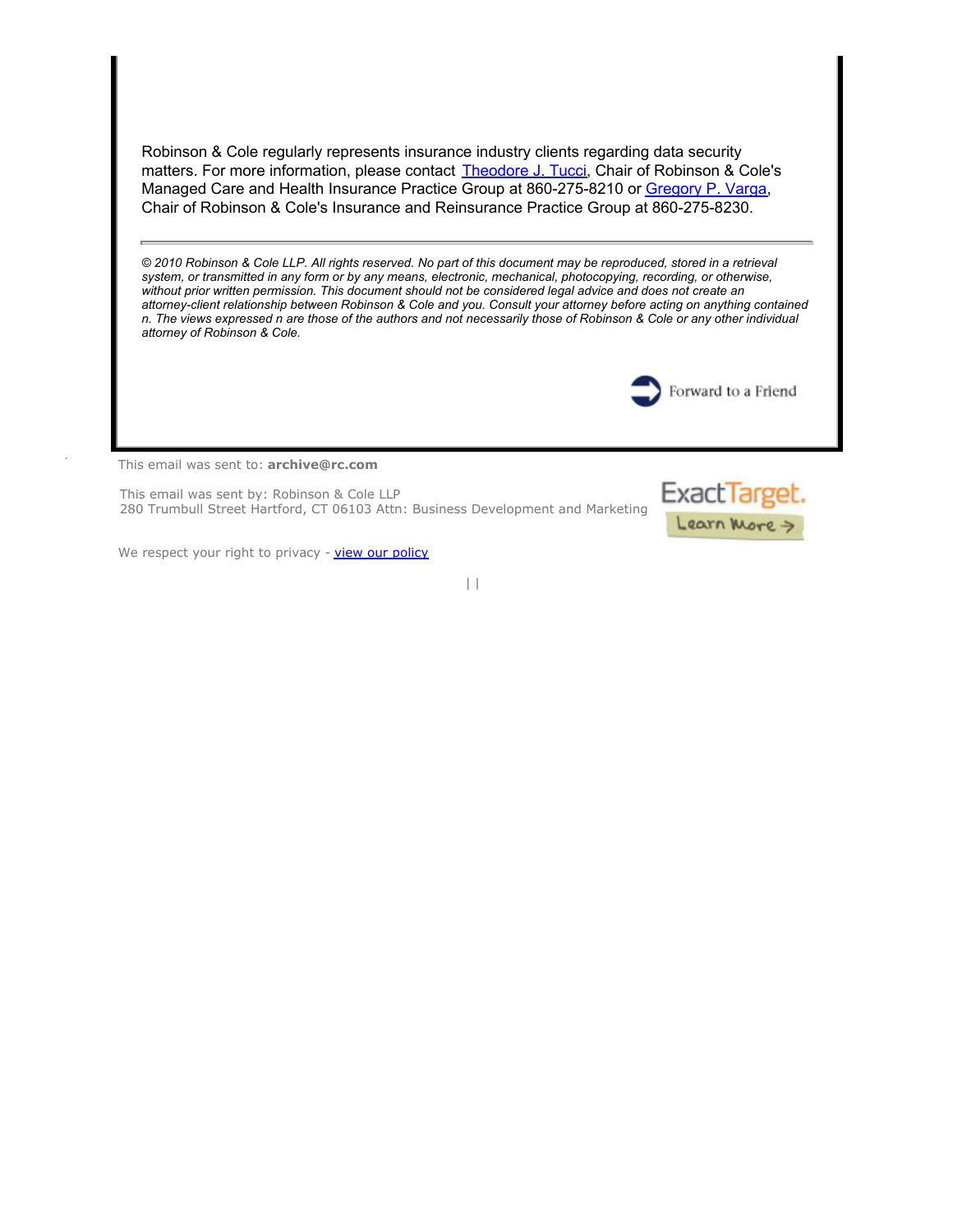Robinson & Cole regularly represents insurance industry clients regarding data security matters. For more information, please contact Theodore J. Tucci, Chair of Robinson & Cole's Managed Care and Health Insurance Practice Group at 860-275-8210 or Gregory P. Varga, Chair of Robinson & Cole's Insurance and Reinsurance Practice Group at 860-275-8230.

---

*© 2010 Robinson & Cole LLP. All rights reserved. No part of this document may be reproduced, stored in a retrieval system, or transmitted in any form or by any means, electronic, mechanical, photocopying, recording, or otherwise, without prior written permission. This document should not be considered legal advice and does not create an attorney-client relationship between Robinson & Cole and you. Consult your attorney before acting on anything contained n. The views expressed n are those of the authors and not necessarily those of Robinson & Cole or any other individual attorney of Robinson & Cole.*

Forward to a Friend

This email was sent to: **archive@rc.com**

This email was sent by: Robinson & Cole LLP
280 Trumbull Street Hartford, CT 06103 Attn: Business Development and Marketing

ExactTarget. Learn More →

We respect your right to privacy - view our policy

| |